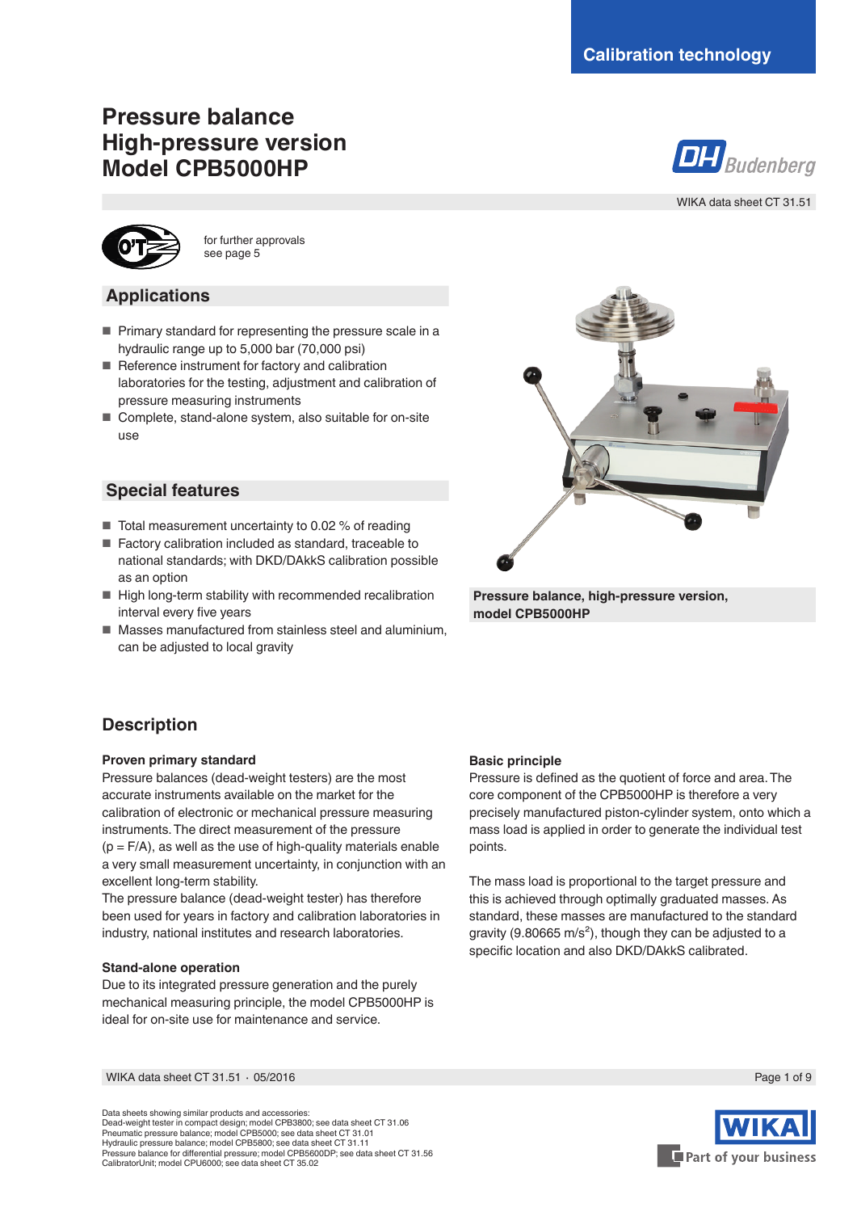Calibration technology

# Pressure balance High-pressure version Model CPB5000HP

WIKA data sheet CT 31.51

for further approvals see page 5

## Applications

- Primary standard for representing the pressure scale in a hydraulic range up to 5,000 bar (70,000 psi)
- Reference instrument for factory and calibration laboratories for the testing, adjustment and calibration of pressure measuring instruments
- Complete, stand-alone system, also suitable for on-site use

## Special features

- Total measurement uncertainty to 0.02 % of reading
- Factory calibration included as standard, traceable to national standards; with DKD/DAkkS calibration possible as an option
- High long-term stability with recommended recalibration interval every five years
- Masses manufactured from stainless steel and aluminium, can be adjusted to local gravity

**Pressure balance, high-pressure version, model CPB5000HP**

## Description

### Proven primary standard

Pressure balances (dead-weight testers) are the most accurate instruments available on the market for the calibration of electronic or mechanical pressure measuring instruments. The direct measurement of the pressure ($p = F/A$), as well as the use of high-quality materials enable a very small measurement uncertainty, in conjunction with an excellent long-term stability.
The pressure balance (dead-weight tester) has therefore been used for years in factory and calibration laboratories in industry, national institutes and research laboratories.

### Stand-alone operation

Due to its integrated pressure generation and the purely mechanical measuring principle, the model CPB5000HP is ideal for on-site use for maintenance and service.

### Basic principle

Pressure is defined as the quotient of force and area. The core component of the CPB5000HP is therefore a very precisely manufactured piston-cylinder system, onto which a mass load is applied in order to generate the individual test points.

The mass load is proportional to the target pressure and this is achieved through optimally graduated masses. As standard, these masses are manufactured to the standard gravity (9.80665 $m/s^2$), though they can be adjusted to a specific location and also DKD/DAkkS calibrated.

Data sheets showing similar products and accessories:
Dead-weight tester in compact design; model CPB3800; see data sheet CT 31.06
Pneumatic pressure balance; model CPB5000; see data sheet CT 31.01
Hydraulic pressure balance; model CPB5800; see data sheet CT 31.11
Pressure balance for differential pressure; model CPB5600DP; see data sheet CT 31.56
CalibratorUnit; model CPU6000; see data sheet CT 35.02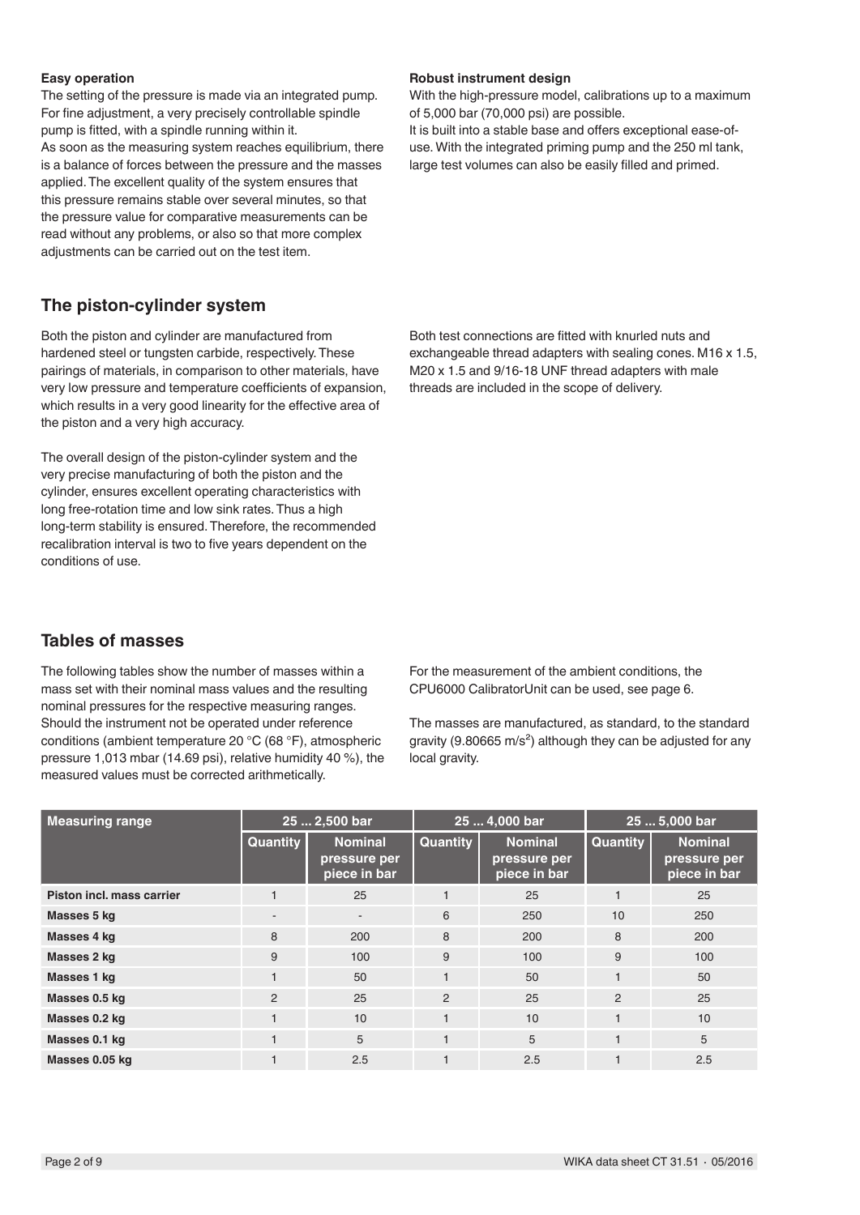**Easy operation**

The setting of the pressure is made via an integrated pump. For fine adjustment, a very precisely controllable spindle pump is fitted, with a spindle running within it.

As soon as the measuring system reaches equilibrium, there is a balance of forces between the pressure and the masses applied. The excellent quality of the system ensures that this pressure remains stable over several minutes, so that the pressure value for comparative measurements can be read without any problems, or also so that more complex adjustments can be carried out on the test item.

**Robust instrument design**

With the high-pressure model, calibrations up to a maximum of 5,000 bar (70,000 psi) are possible.

It is built into a stable base and offers exceptional ease-of-use. With the integrated priming pump and the 250 ml tank, large test volumes can also be easily filled and primed.

## The piston-cylinder system

Both the piston and cylinder are manufactured from hardened steel or tungsten carbide, respectively. These pairings of materials, in comparison to other materials, have very low pressure and temperature coefficients of expansion, which results in a very good linearity for the effective area of the piston and a very high accuracy.

The overall design of the piston-cylinder system and the very precise manufacturing of both the piston and the cylinder, ensures excellent operating characteristics with long free-rotation time and low sink rates. Thus a high long-term stability is ensured. Therefore, the recommended recalibration interval is two to five years dependent on the conditions of use.

Both test connections are fitted with knurled nuts and exchangeable thread adapters with sealing cones. M16 x 1.5, M20 x 1.5 and 9/16-18 UNF thread adapters with male threads are included in the scope of delivery.

## Tables of masses

The following tables show the number of masses within a mass set with their nominal mass values and the resulting nominal pressures for the respective measuring ranges. Should the instrument not be operated under reference conditions (ambient temperature 20 °C (68 °F), atmospheric pressure 1,013 mbar (14.69 psi), relative humidity 40 %), the measured values must be corrected arithmetically.

For the measurement of the ambient conditions, the CPU6000 CalibratorUnit can be used, see page 6.

The masses are manufactured, as standard, to the standard gravity (9.80665 $m/s^2$) although they can be adjusted for any local gravity.

| Measuring range | 25 ... 2,500 bar | | 25 ... 4,000 bar | | 25 ... 5,000 bar | |
|---|---|---|---|---|---|---|
| | Quantity | Nominal pressure per piece in bar | Quantity | Nominal pressure per piece in bar | Quantity | Nominal pressure per piece in bar |
| **Piston incl. mass carrier** | 1 | 25 | 1 | 25 | 1 | 25 |
| **Masses 5 kg** | - | - | 6 | 250 | 10 | 250 |
| **Masses 4 kg** | 8 | 200 | 8 | 200 | 8 | 200 |
| **Masses 2 kg** | 9 | 100 | 9 | 100 | 9 | 100 |
| **Masses 1 kg** | 1 | 50 | 1 | 50 | 1 | 50 |
| **Masses 0.5 kg** | 2 | 25 | 2 | 25 | 2 | 25 |
| **Masses 0.2 kg** | 1 | 10 | 1 | 10 | 1 | 10 |
| **Masses 0.1 kg** | 1 | 5 | 1 | 5 | 1 | 5 |
| **Masses 0.05 kg** | 1 | 2.5 | 1 | 2.5 | 1 | 2.5 |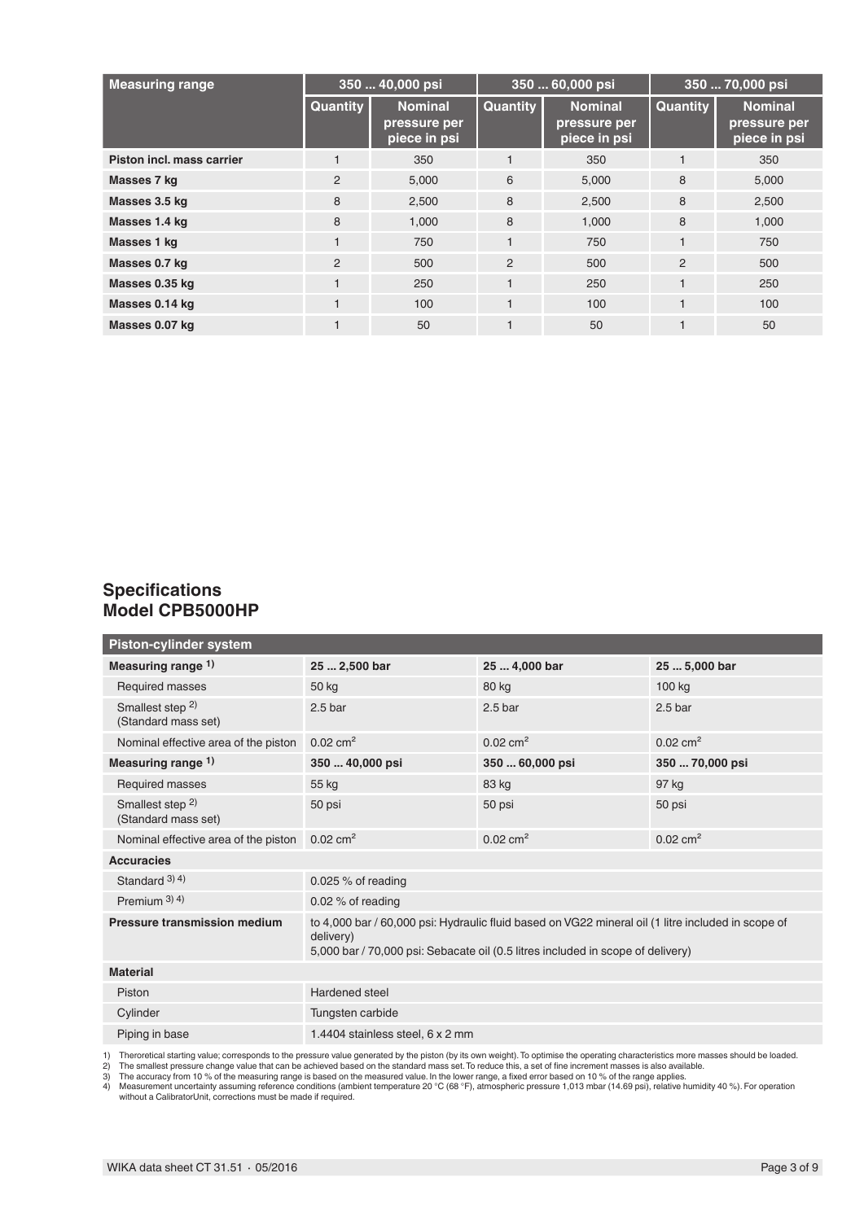| Measuring range | 350 ... 40,000 psi | | 350 ... 60,000 psi | | 350 ... 70,000 psi | |
|---|---|---|---|---|---|---|
| | Quantity | Nominal pressure per piece in psi | Quantity | Nominal pressure per piece in psi | Quantity | Nominal pressure per piece in psi |
| **Piston incl. mass carrier** | 1 | 350 | 1 | 350 | 1 | 350 |
| **Masses 7 kg** | 2 | 5,000 | 6 | 5,000 | 8 | 5,000 |
| **Masses 3.5 kg** | 8 | 2,500 | 8 | 2,500 | 8 | 2,500 |
| **Masses 1.4 kg** | 8 | 1,000 | 8 | 1,000 | 8 | 1,000 |
| **Masses 1 kg** | 1 | 750 | 1 | 750 | 1 | 750 |
| **Masses 0.7 kg** | 2 | 500 | 2 | 500 | 2 | 500 |
| **Masses 0.35 kg** | 1 | 250 | 1 | 250 | 1 | 250 |
| **Masses 0.14 kg** | 1 | 100 | 1 | 100 | 1 | 100 |
| **Masses 0.07 kg** | 1 | 50 | 1 | 50 | 1 | 50 |

## Specifications
## Model CPB5000HP

| Piston-cylinder system | | | |
|---|---|---|---|
| **Measuring range** 1) | **25 ... 2,500 bar** | **25 ... 4,000 bar** | **25 ... 5,000 bar** |
| Required masses | 50 kg | 80 kg | 100 kg |
| Smallest step 2) (Standard mass set) | 2.5 bar | 2.5 bar | 2.5 bar |
| Nominal effective area of the piston | 0.02 $cm^2$ | 0.02 $cm^2$ | 0.02 $cm^2$ |
| **Measuring range** 1) | **350 ... 40,000 psi** | **350 ... 60,000 psi** | **350 ... 70,000 psi** |
| Required masses | 55 kg | 83 kg | 97 kg |
| Smallest step 2) (Standard mass set) | 50 psi | 50 psi | 50 psi |
| Nominal effective area of the piston | 0.02 $cm^2$ | 0.02 $cm^2$ | 0.02 $cm^2$ |
| **Accuracies** | | | |
| Standard 3) 4) | 0.025 % of reading | | |
| Premium 3) 4) | 0.02 % of reading | | |
| **Pressure transmission medium** | to 4,000 bar / 60,000 psi: Hydraulic fluid based on VG22 mineral oil (1 litre included in scope of delivery)<br>5,000 bar / 70,000 psi: Sebacate oil (0.5 litres included in scope of delivery) | | |
| **Material** | | | |
| Piston | Hardened steel | | |
| Cylinder | Tungsten carbide | | |
| Piping in base | 1.4404 stainless steel, 6 x 2 mm | | |

1) Theroretical starting value; corresponds to the pressure value generated by the piston (by its own weight). To optimise the operating characteristics more masses should be loaded.
2) The smallest pressure change value that can be achieved based on the standard mass set. To reduce this, a set of fine increment masses is also available.
3) The accuracy from 10 % of the measuring range is based on the measured value. In the lower range, a fixed error based on 10 % of the range applies.
4) Measurement uncertainty assuming reference conditions (ambient temperature 20 °C (68 °F), atmospheric pressure 1,013 mbar (14.69 psi), relative humidity 40 %). For operation without a CalibratorUnit, corrections must be made if required.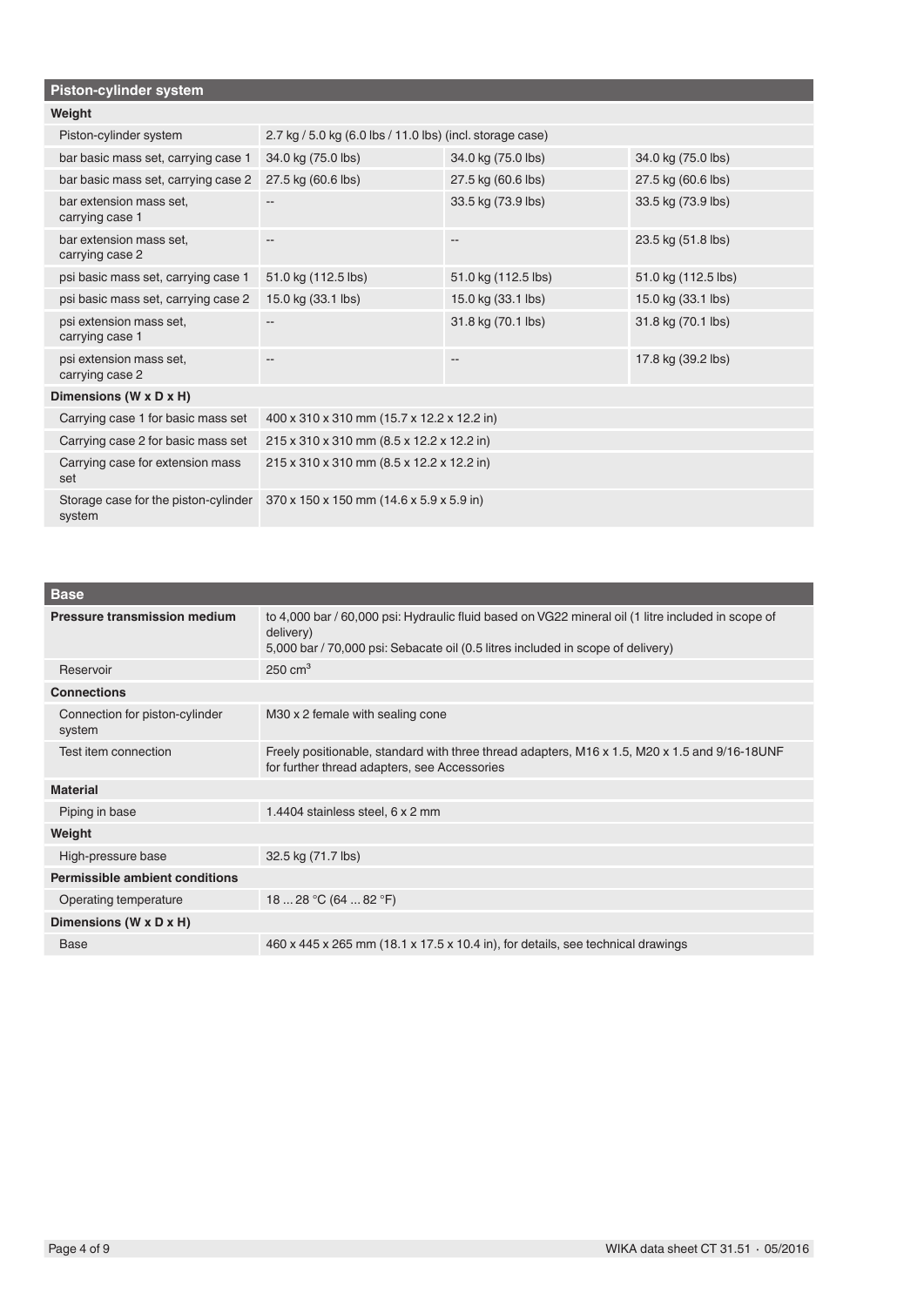| Piston-cylinder system | | | |
|---|---|---|---|
| **Weight** | | | |
| Piston-cylinder system | 2.7 kg / 5.0 kg (6.0 lbs / 11.0 lbs) (incl. storage case) | | |
| bar basic mass set, carrying case 1 | 34.0 kg (75.0 lbs) | 34.0 kg (75.0 lbs) | 34.0 kg (75.0 lbs) |
| bar basic mass set, carrying case 2 | 27.5 kg (60.6 lbs) | 27.5 kg (60.6 lbs) | 27.5 kg (60.6 lbs) |
| bar extension mass set, carrying case 1 | -- | 33.5 kg (73.9 lbs) | 33.5 kg (73.9 lbs) |
| bar extension mass set, carrying case 2 | -- | -- | 23.5 kg (51.8 lbs) |
| psi basic mass set, carrying case 1 | 51.0 kg (112.5 lbs) | 51.0 kg (112.5 lbs) | 51.0 kg (112.5 lbs) |
| psi basic mass set, carrying case 2 | 15.0 kg (33.1 lbs) | 15.0 kg (33.1 lbs) | 15.0 kg (33.1 lbs) |
| psi extension mass set, carrying case 1 | -- | 31.8 kg (70.1 lbs) | 31.8 kg (70.1 lbs) |
| psi extension mass set, carrying case 2 | -- | -- | 17.8 kg (39.2 lbs) |
| **Dimensions (W x D x H)** | | | |
| Carrying case 1 for basic mass set | 400 x 310 x 310 mm (15.7 x 12.2 x 12.2 in) | | |
| Carrying case 2 for basic mass set | 215 x 310 x 310 mm (8.5 x 12.2 x 12.2 in) | | |
| Carrying case for extension mass set | 215 x 310 x 310 mm (8.5 x 12.2 x 12.2 in) | | |
| Storage case for the piston-cylinder system | 370 x 150 x 150 mm (14.6 x 5.9 x 5.9 in) | | |

| Base | |
|---|---|
| **Pressure transmission medium** | to 4,000 bar / 60,000 psi: Hydraulic fluid based on VG22 mineral oil (1 litre included in scope of delivery)<br>5,000 bar / 70,000 psi: Sebacate oil (0.5 litres included in scope of delivery) |
| Reservoir | 250 cm³ |
| **Connections** | |
| Connection for piston-cylinder system | M30 x 2 female with sealing cone |
| Test item connection | Freely positionable, standard with three thread adapters, M16 x 1.5, M20 x 1.5 and 9/16-18UNF for further thread adapters, see Accessories |
| **Material** | |
| Piping in base | 1.4404 stainless steel, 6 x 2 mm |
| **Weight** | |
| High-pressure base | 32.5 kg (71.7 lbs) |
| **Permissible ambient conditions** | |
| Operating temperature | 18 ... 28 °C (64 ... 82 °F) |
| **Dimensions (W x D x H)** | |
| Base | 460 x 445 x 265 mm (18.1 x 17.5 x 10.4 in), for details, see technical drawings |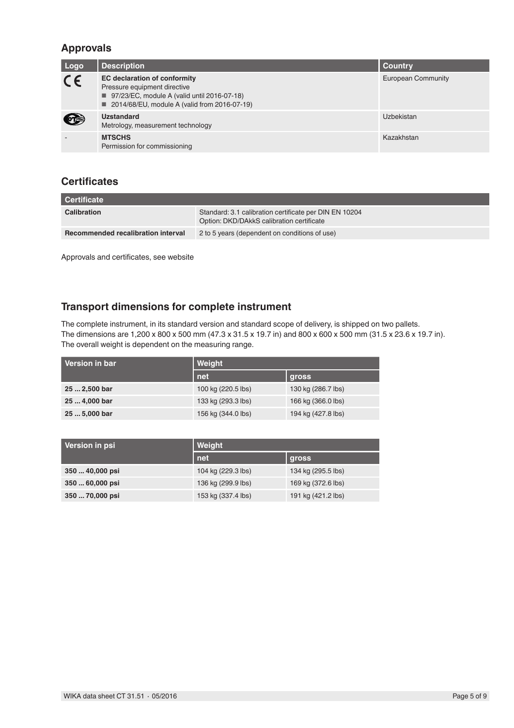## Approvals

| Logo | Description | Country |
|---|---|---|
| CE | **EC declaration of conformity**<br>Pressure equipment directive<br>■ 97/23/EC, module A (valid until 2016-07-18)<br>■ 2014/68/EU, module A (valid from 2016-07-19) | European Community |
| | **Uzstandard**<br>Metrology, measurement technology | Uzbekistan |
| - | **MTSCHS**<br>Permission for commissioning | Kazakhstan |

## Certificates

| Certificate | |
|---|---|
| **Calibration** | Standard: 3.1 calibration certificate per DIN EN 10204<br>Option: DKD/DAkkS calibration certificate |
| **Recommended recalibration interval** | 2 to 5 years (dependent on conditions of use) |

Approvals and certificates, see website

## Transport dimensions for complete instrument

The complete instrument, in its standard version and standard scope of delivery, is shipped on two pallets.
The dimensions are 1,200 x 800 x 500 mm (47.3 x 31.5 x 19.7 in) and 800 x 600 x 500 mm (31.5 x 23.6 x 19.7 in).
The overall weight is dependent on the measuring range.

| Version in bar | Weight | |
|---|---|---|
| | net | gross |
| **25 ... 2,500 bar** | 100 kg (220.5 lbs) | 130 kg (286.7 lbs) |
| **25 ... 4,000 bar** | 133 kg (293.3 lbs) | 166 kg (366.0 lbs) |
| **25 ... 5,000 bar** | 156 kg (344.0 lbs) | 194 kg (427.8 lbs) |

| Version in psi | Weight | |
|---|---|---|
| | net | gross |
| **350 ... 40,000 psi** | 104 kg (229.3 lbs) | 134 kg (295.5 lbs) |
| **350 ... 60,000 psi** | 136 kg (299.9 lbs) | 169 kg (372.6 lbs) |
| **350 ... 70,000 psi** | 153 kg (337.4 lbs) | 191 kg (421.2 lbs) |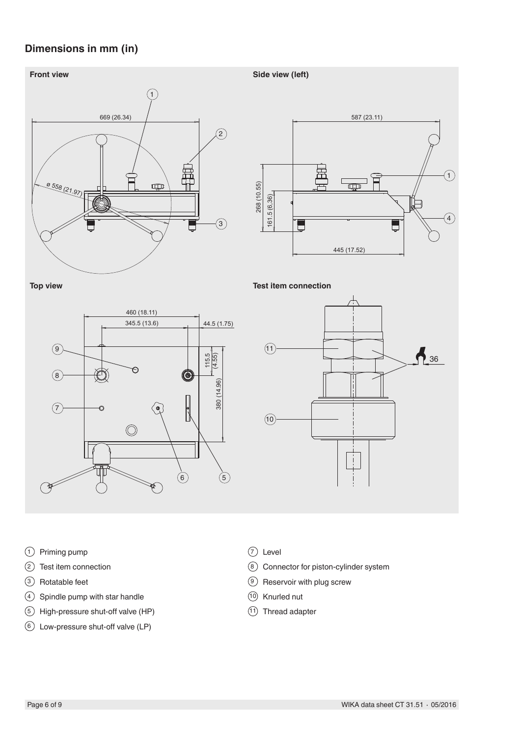## Dimensions in mm (in)

**Front view**

**Side view (left)**

**Top view**

**Test item connection**

1. Priming pump
2. Test item connection
3. Rotatable feet
4. Spindle pump with star handle
5. High-pressure shut-off valve (HP)
6. Low-pressure shut-off valve (LP)
7. Level
8. Connector for piston-cylinder system
9. Reservoir with plug screw
10. Knurled nut
11. Thread adapter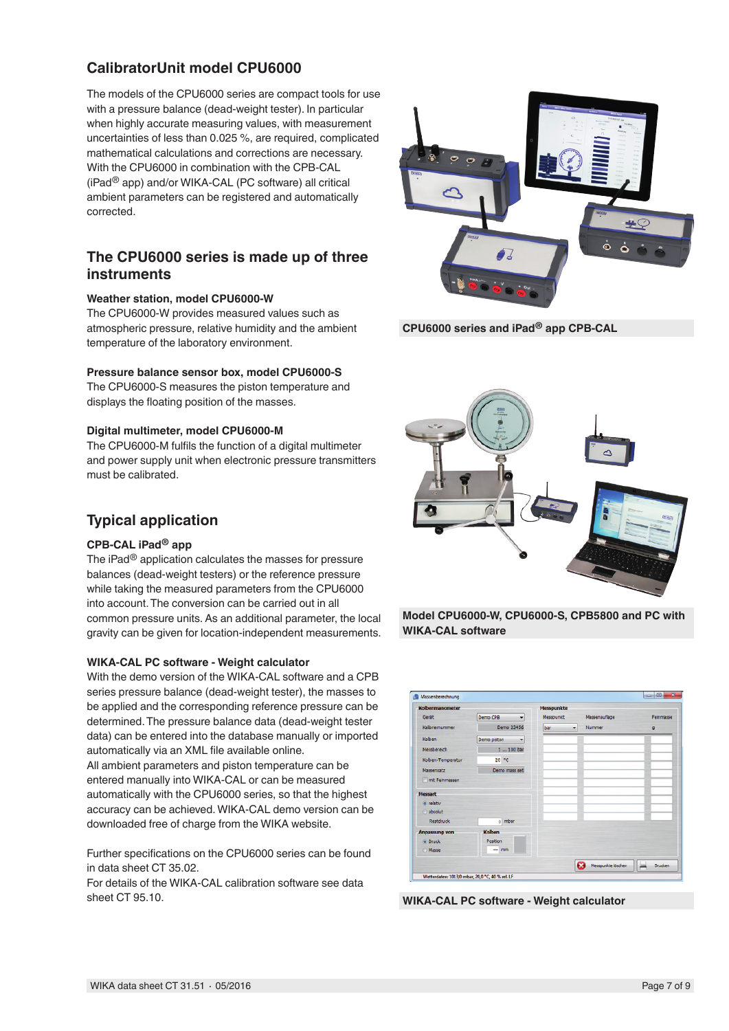## CalibratorUnit model CPU6000

The models of the CPU6000 series are compact tools for use with a pressure balance (dead-weight tester). In particular when highly accurate measuring values, with measurement uncertainties of less than 0.025 %, are required, complicated mathematical calculations and corrections are necessary. With the CPU6000 in combination with the CPB-CAL (iPad® app) and/or WIKA-CAL (PC software) all critical ambient parameters can be registered and automatically corrected.

## The CPU6000 series is made up of three instruments

### Weather station, model CPU6000-W

The CPU6000-W provides measured values such as atmospheric pressure, relative humidity and the ambient temperature of the laboratory environment.

### Pressure balance sensor box, model CPU6000-S

The CPU6000-S measures the piston temperature and displays the floating position of the masses.

### Digital multimeter, model CPU6000-M

The CPU6000-M fulfils the function of a digital multimeter and power supply unit when electronic pressure transmitters must be calibrated.

## Typical application

### CPB-CAL iPad® app

The iPad® application calculates the masses for pressure balances (dead-weight testers) or the reference pressure while taking the measured parameters from the CPU6000 into account. The conversion can be carried out in all common pressure units. As an additional parameter, the local gravity can be given for location-independent measurements.

### WIKA-CAL PC software - Weight calculator

With the demo version of the WIKA-CAL software and a CPB series pressure balance (dead-weight tester), the masses to be applied and the corresponding reference pressure can be determined. The pressure balance data (dead-weight tester data) can be entered into the database manually or imported automatically via an XML file available online.
All ambient parameters and piston temperature can be entered manually into WIKA-CAL or can be measured automatically with the CPU6000 series, so that the highest accuracy can be achieved. WIKA-CAL demo version can be downloaded free of charge from the WIKA website.

Further specifications on the CPU6000 series can be found in data sheet CT 35.02.
For details of the WIKA-CAL calibration software see data sheet CT 95.10.

**CPU6000 series and iPad® app CPB-CAL**

**Model CPU6000-W, CPU6000-S, CPB5800 and PC with WIKA-CAL software**

**WIKA-CAL PC software - Weight calculator**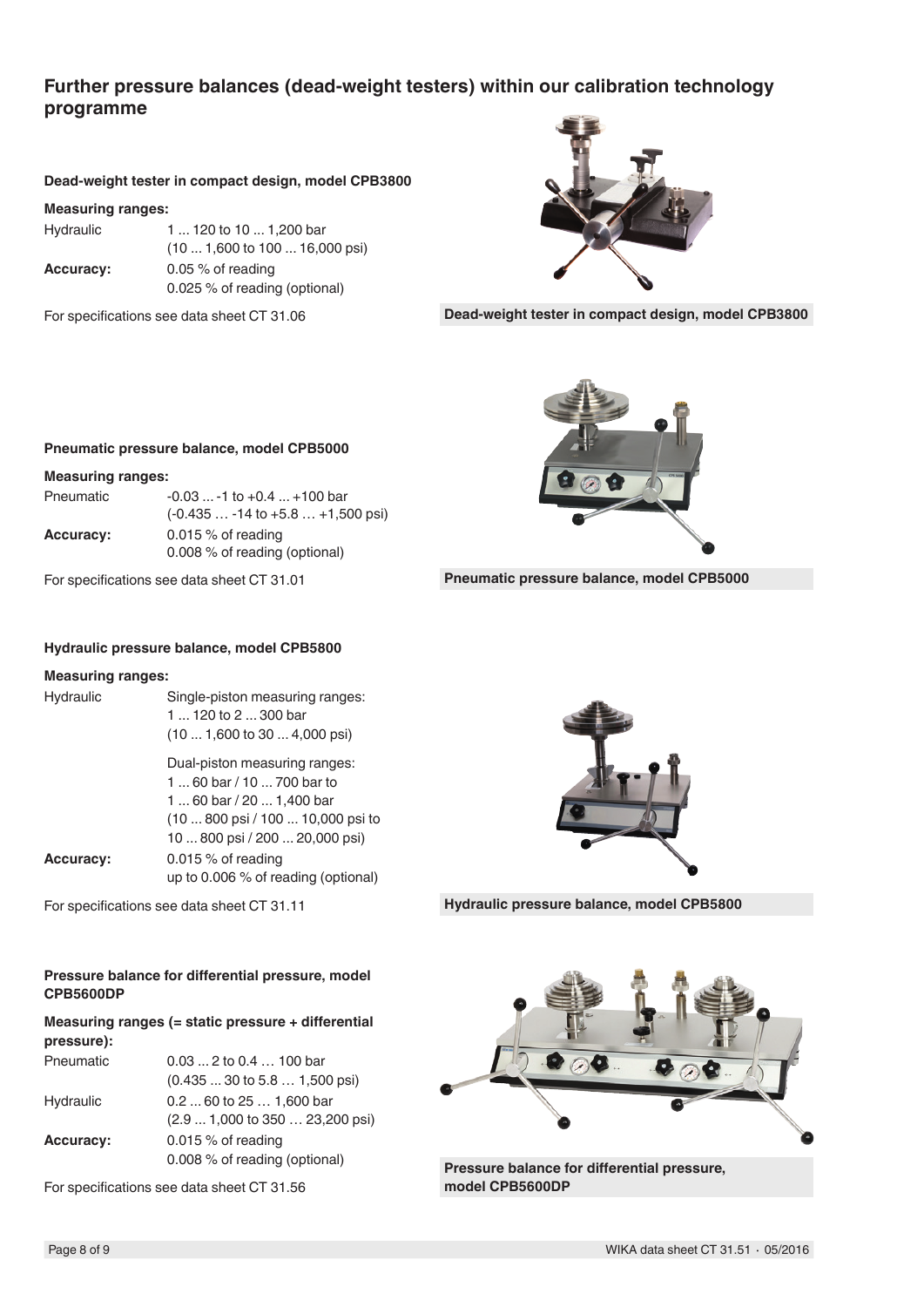## Further pressure balances (dead-weight testers) within our calibration technology programme

### Dead-weight tester in compact design, model CPB3800

**Measuring ranges:**

| | |
|---|---|
| Hydraulic | 1 ... 120 to 10 ... 1,200 bar<br>(10 ... 1,600 to 100 ... 16,000 psi) |
| **Accuracy:** | 0.05 % of reading<br>0.025 % of reading (optional) |

For specifications see data sheet CT 31.06

**Dead-weight tester in compact design, model CPB3800**

### Pneumatic pressure balance, model CPB5000

**Measuring ranges:**

| | |
|---|---|
| Pneumatic | -0.03 ... -1 to +0.4 ... +100 bar<br>(-0.435 … -14 to +5.8 … +1,500 psi) |
| **Accuracy:** | 0.015 % of reading<br>0.008 % of reading (optional) |

For specifications see data sheet CT 31.01

**Pneumatic pressure balance, model CPB5000**

### Hydraulic pressure balance, model CPB5800

**Measuring ranges:**

| | |
|---|---|
| Hydraulic | Single-piston measuring ranges:<br>1 ... 120 to 2 ... 300 bar<br>(10 ... 1,600 to 30 ... 4,000 psi)<br><br>Dual-piston measuring ranges:<br>1 ... 60 bar / 10 ... 700 bar to<br>1 ... 60 bar / 20 ... 1,400 bar<br>(10 ... 800 psi / 100 ... 10,000 psi to<br>10 ... 800 psi / 200 ... 20,000 psi) |
| **Accuracy:** | 0.015 % of reading<br>up to 0.006 % of reading (optional) |

For specifications see data sheet CT 31.11

**Hydraulic pressure balance, model CPB5800**

### Pressure balance for differential pressure, model CPB5600DP

**Measuring ranges (= static pressure + differential pressure):**

| | |
|---|---|
| Pneumatic | 0.03 ... 2 to 0.4 … 100 bar<br>(0.435 ... 30 to 5.8 … 1,500 psi) |
| Hydraulic | 0.2 ... 60 to 25 … 1,600 bar<br>(2.9 ... 1,000 to 350 … 23,200 psi) |
| **Accuracy:** | 0.015 % of reading<br>0.008 % of reading (optional) |

For specifications see data sheet CT 31.56

**Pressure balance for differential pressure, model CPB5600DP**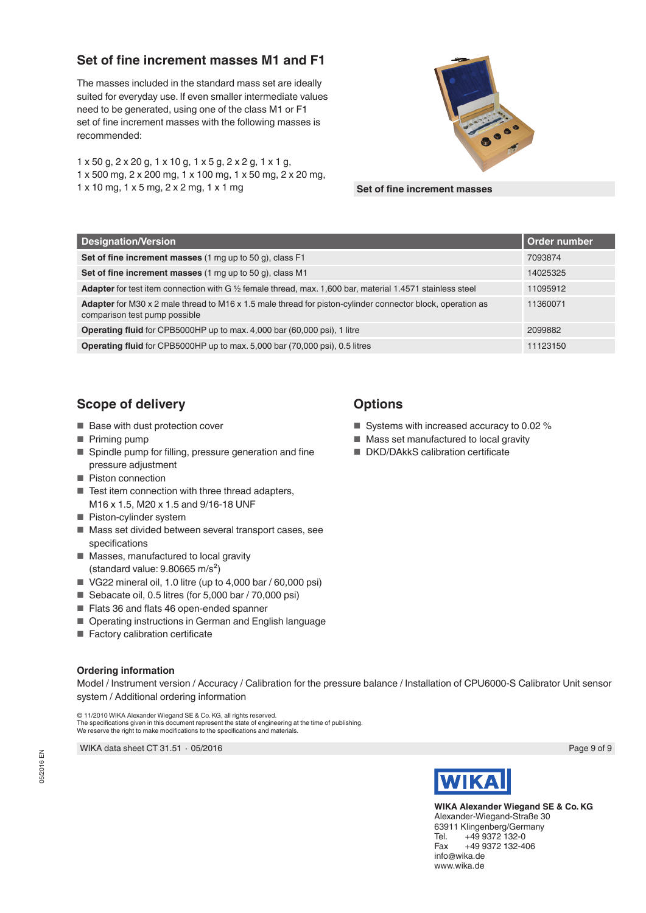## Set of fine increment masses M1 and F1

The masses included in the standard mass set are ideally suited for everyday use. If even smaller intermediate values need to be generated, using one of the class M1 or F1 set of fine increment masses with the following masses is recommended:

1 x 50 g, 2 x 20 g, 1 x 10 g, 1 x 5 g, 2 x 2 g, 1 x 1 g,
1 x 500 mg, 2 x 200 mg, 1 x 100 mg, 1 x 50 mg, 2 x 20 mg,
1 x 10 mg, 1 x 5 mg, 2 x 2 mg, 1 x 1 mg

**Set of fine increment masses**

| Designation/Version | Order number |
|---|---|
| **Set of fine increment masses** (1 mg up to 50 g), class F1 | 7093874 |
| **Set of fine increment masses** (1 mg up to 50 g), class M1 | 14025325 |
| **Adapter** for test item connection with G ½ female thread, max. 1,600 bar, material 1.4571 stainless steel | 11095912 |
| **Adapter** for M30 x 2 male thread to M16 x 1.5 male thread for piston-cylinder connector block, operation as comparison test pump possible | 11360071 |
| **Operating fluid** for CPB5000HP up to max. 4,000 bar (60,000 psi), 1 litre | 2099882 |
| **Operating fluid** for CPB5000HP up to max. 5,000 bar (70,000 psi), 0.5 litres | 11123150 |

## Scope of delivery

- Base with dust protection cover
- Priming pump
- Spindle pump for filling, pressure generation and fine pressure adjustment
- Piston connection
- Test item connection with three thread adapters, M16 x 1.5, M20 x 1.5 and 9/16-18 UNF
- Piston-cylinder system
- Mass set divided between several transport cases, see specifications
- Masses, manufactured to local gravity (standard value: 9.80665 m/s$^2$)
- VG22 mineral oil, 1.0 litre (up to 4,000 bar / 60,000 psi)
- Sebacate oil, 0.5 litres (for 5,000 bar / 70,000 psi)
- Flats 36 and flats 46 open-ended spanner
- Operating instructions in German and English language
- Factory calibration certificate

## Options

- Systems with increased accuracy to 0.02 %
- Mass set manufactured to local gravity
- DKD/DAkkS calibration certificate

**Ordering information**

Model / Instrument version / Accuracy / Calibration for the pressure balance / Installation of CPU6000-S Calibrator Unit sensor system / Additional ordering information

© 11/2010 WIKA Alexander Wiegand SE & Co. KG, all rights reserved.
The specifications given in this document represent the state of engineering at the time of publishing.
We reserve the right to make modifications to the specifications and materials.

**WIKA Alexander Wiegand SE & Co. KG**
Alexander-Wiegand-Straße 30
63911 Klingenberg/Germany
Tel. +49 9372 132-0
Fax +49 9372 132-406
info@wika.de
www.wika.de